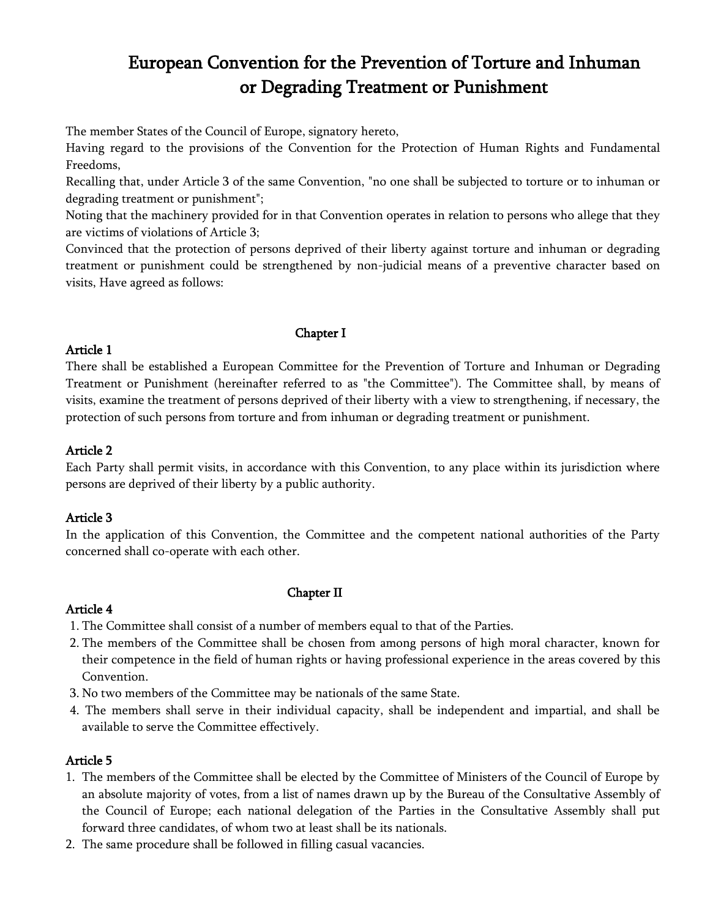# European Convention for the Prevention of Torture and Inhuman or Degrading Treatment or Punishment

The member States of the Council of Europe, signatory hereto,

Having regard to the provisions of the Convention for the Protection of Human Rights and Fundamental Freedoms,

Recalling that, under Article 3 of the same Convention, "no one shall be subjected to torture or to inhuman or degrading treatment or punishment";

Noting that the machinery provided for in that Convention operates in relation to persons who allege that they are victims of violations of Article 3;

Convinced that the protection of persons deprived of their liberty against torture and inhuman or degrading treatment or punishment could be strengthened by non-judicial means of a preventive character based on visits, Have agreed as follows:

## Chapter I

### Article 1

There shall be established a European Committee for the Prevention of Torture and Inhuman or Degrading Treatment or Punishment (hereinafter referred to as "the Committee"). The Committee shall, by means of visits, examine the treatment of persons deprived of their liberty with a view to strengthening, if necessary, the protection of such persons from torture and from inhuman or degrading treatment or punishment.

### Article 2

Each Party shall permit visits, in accordance with this Convention, to any place within its jurisdiction where persons are deprived of their liberty by a public authority.

### Article 3

In the application of this Convention, the Committee and the competent national authorities of the Party concerned shall co-operate with each other.

## Chapter II

### Article 4

1. The Committee shall consist of a number of members equal to that of the Parties.
2. The members of the Committee shall be chosen from among persons of high moral character, known for their competence in the field of human rights or having professional experience in the areas covered by this Convention.
3. No two members of the Committee may be nationals of the same State.
4. The members shall serve in their individual capacity, shall be independent and impartial, and shall be available to serve the Committee effectively.

### Article 5

1. The members of the Committee shall be elected by the Committee of Ministers of the Council of Europe by an absolute majority of votes, from a list of names drawn up by the Bureau of the Consultative Assembly of the Council of Europe; each national delegation of the Parties in the Consultative Assembly shall put forward three candidates, of whom two at least shall be its nationals.
2. The same procedure shall be followed in filling casual vacancies.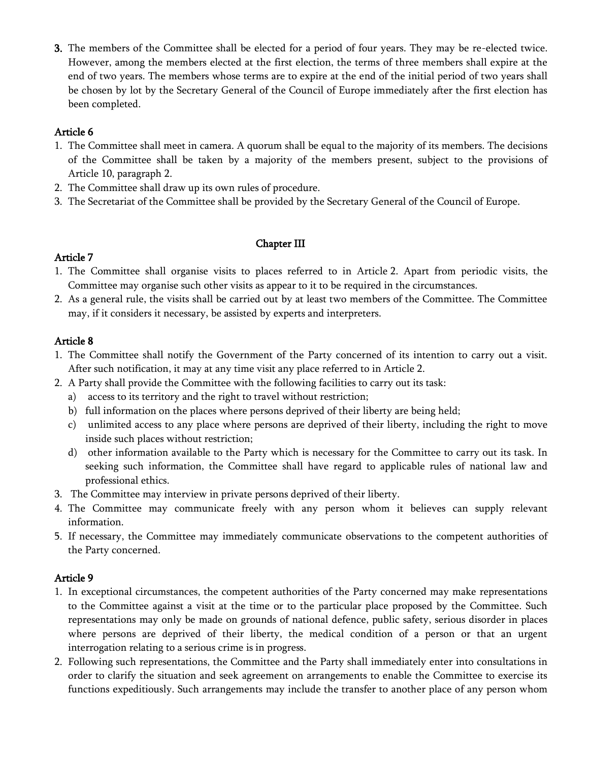3. The members of the Committee shall be elected for a period of four years. They may be re-elected twice. However, among the members elected at the first election, the terms of three members shall expire at the end of two years. The members whose terms are to expire at the end of the initial period of two years shall be chosen by lot by the Secretary General of the Council of Europe immediately after the first election has been completed.

### Article 6

1. The Committee shall meet in camera. A quorum shall be equal to the majority of its members. The decisions of the Committee shall be taken by a majority of the members present, subject to the provisions of Article 10, paragraph 2.
2. The Committee shall draw up its own rules of procedure.
3. The Secretariat of the Committee shall be provided by the Secretary General of the Council of Europe.

## Chapter III

### Article 7

1. The Committee shall organise visits to places referred to in Article 2. Apart from periodic visits, the Committee may organise such other visits as appear to it to be required in the circumstances.
2. As a general rule, the visits shall be carried out by at least two members of the Committee. The Committee may, if it considers it necessary, be assisted by experts and interpreters.

### Article 8

1. The Committee shall notify the Government of the Party concerned of its intention to carry out a visit. After such notification, it may at any time visit any place referred to in Article 2.
2. A Party shall provide the Committee with the following facilities to carry out its task:
   a) access to its territory and the right to travel without restriction;
   b) full information on the places where persons deprived of their liberty are being held;
   c) unlimited access to any place where persons are deprived of their liberty, including the right to move inside such places without restriction;
   d) other information available to the Party which is necessary for the Committee to carry out its task. In seeking such information, the Committee shall have regard to applicable rules of national law and professional ethics.
3. The Committee may interview in private persons deprived of their liberty.
4. The Committee may communicate freely with any person whom it believes can supply relevant information.
5. If necessary, the Committee may immediately communicate observations to the competent authorities of the Party concerned.

### Article 9

1. In exceptional circumstances, the competent authorities of the Party concerned may make representations to the Committee against a visit at the time or to the particular place proposed by the Committee. Such representations may only be made on grounds of national defence, public safety, serious disorder in places where persons are deprived of their liberty, the medical condition of a person or that an urgent interrogation relating to a serious crime is in progress.
2. Following such representations, the Committee and the Party shall immediately enter into consultations in order to clarify the situation and seek agreement on arrangements to enable the Committee to exercise its functions expeditiously. Such arrangements may include the transfer to another place of any person whom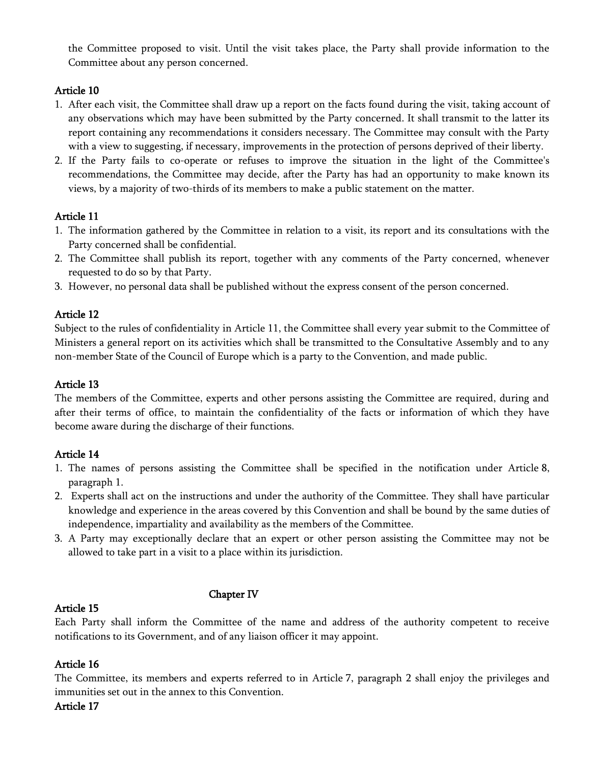the Committee proposed to visit. Until the visit takes place, the Party shall provide information to the Committee about any person concerned.

### Article 10

1. After each visit, the Committee shall draw up a report on the facts found during the visit, taking account of any observations which may have been submitted by the Party concerned. It shall transmit to the latter its report containing any recommendations it considers necessary. The Committee may consult with the Party with a view to suggesting, if necessary, improvements in the protection of persons deprived of their liberty.
2. If the Party fails to co-operate or refuses to improve the situation in the light of the Committee's recommendations, the Committee may decide, after the Party has had an opportunity to make known its views, by a majority of two-thirds of its members to make a public statement on the matter.

### Article 11

1. The information gathered by the Committee in relation to a visit, its report and its consultations with the Party concerned shall be confidential.
2. The Committee shall publish its report, together with any comments of the Party concerned, whenever requested to do so by that Party.
3. However, no personal data shall be published without the express consent of the person concerned.

### Article 12

Subject to the rules of confidentiality in Article 11, the Committee shall every year submit to the Committee of Ministers a general report on its activities which shall be transmitted to the Consultative Assembly and to any non-member State of the Council of Europe which is a party to the Convention, and made public.

### Article 13

The members of the Committee, experts and other persons assisting the Committee are required, during and after their terms of office, to maintain the confidentiality of the facts or information of which they have become aware during the discharge of their functions.

### Article 14

1. The names of persons assisting the Committee shall be specified in the notification under Article 8, paragraph 1.
2. Experts shall act on the instructions and under the authority of the Committee. They shall have particular knowledge and experience in the areas covered by this Convention and shall be bound by the same duties of independence, impartiality and availability as the members of the Committee.
3. A Party may exceptionally declare that an expert or other person assisting the Committee may not be allowed to take part in a visit to a place within its jurisdiction.

## Chapter IV

### Article 15

Each Party shall inform the Committee of the name and address of the authority competent to receive notifications to its Government, and of any liaison officer it may appoint.

### Article 16

The Committee, its members and experts referred to in Article 7, paragraph 2 shall enjoy the privileges and immunities set out in the annex to this Convention.

### Article 17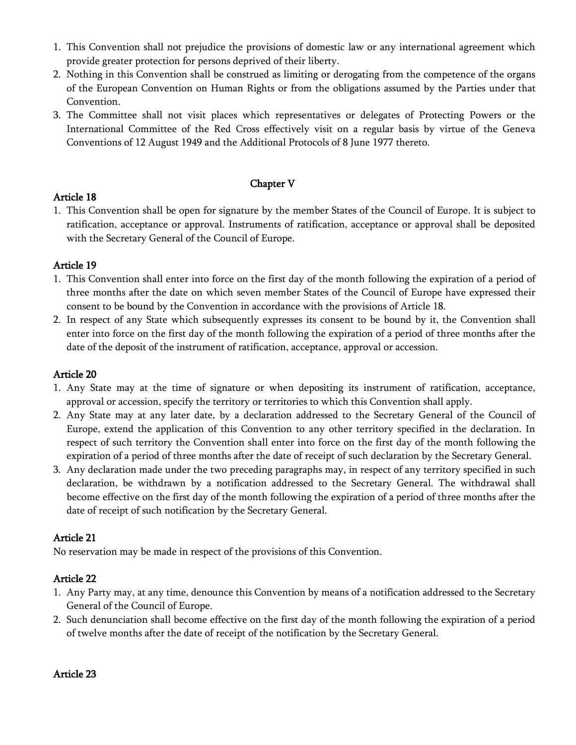1. This Convention shall not prejudice the provisions of domestic law or any international agreement which provide greater protection for persons deprived of their liberty.
2. Nothing in this Convention shall be construed as limiting or derogating from the competence of the organs of the European Convention on Human Rights or from the obligations assumed by the Parties under that Convention.
3. The Committee shall not visit places which representatives or delegates of Protecting Powers or the International Committee of the Red Cross effectively visit on a regular basis by virtue of the Geneva Conventions of 12 August 1949 and the Additional Protocols of 8 June 1977 thereto.

## Chapter V

### Article 18

1. This Convention shall be open for signature by the member States of the Council of Europe. It is subject to ratification, acceptance or approval. Instruments of ratification, acceptance or approval shall be deposited with the Secretary General of the Council of Europe.

### Article 19

1. This Convention shall enter into force on the first day of the month following the expiration of a period of three months after the date on which seven member States of the Council of Europe have expressed their consent to be bound by the Convention in accordance with the provisions of Article 18.
2. In respect of any State which subsequently expresses its consent to be bound by it, the Convention shall enter into force on the first day of the month following the expiration of a period of three months after the date of the deposit of the instrument of ratification, acceptance, approval or accession.

### Article 20

1. Any State may at the time of signature or when depositing its instrument of ratification, acceptance, approval or accession, specify the territory or territories to which this Convention shall apply.
2. Any State may at any later date, by a declaration addressed to the Secretary General of the Council of Europe, extend the application of this Convention to any other territory specified in the declaration. In respect of such territory the Convention shall enter into force on the first day of the month following the expiration of a period of three months after the date of receipt of such declaration by the Secretary General.
3. Any declaration made under the two preceding paragraphs may, in respect of any territory specified in such declaration, be withdrawn by a notification addressed to the Secretary General. The withdrawal shall become effective on the first day of the month following the expiration of a period of three months after the date of receipt of such notification by the Secretary General.

### Article 21

No reservation may be made in respect of the provisions of this Convention.

### Article 22

1. Any Party may, at any time, denounce this Convention by means of a notification addressed to the Secretary General of the Council of Europe.
2. Such denunciation shall become effective on the first day of the month following the expiration of a period of twelve months after the date of receipt of the notification by the Secretary General.

### Article 23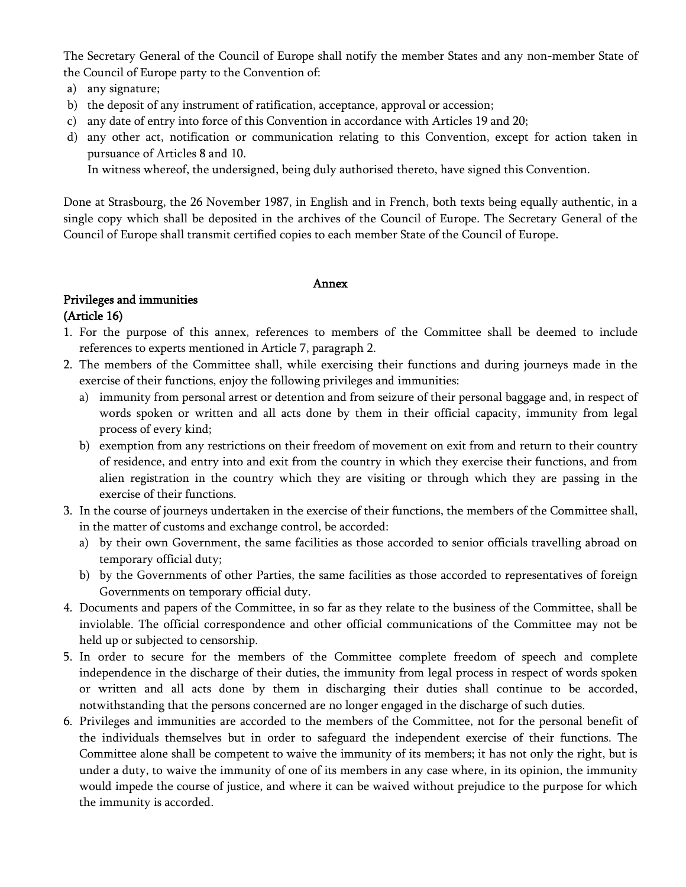The Secretary General of the Council of Europe shall notify the member States and any non-member State of the Council of Europe party to the Convention of:

a) any signature;
b) the deposit of any instrument of ratification, acceptance, approval or accession;
c) any date of entry into force of this Convention in accordance with Articles 19 and 20;
d) any other act, notification or communication relating to this Convention, except for action taken in pursuance of Articles 8 and 10.

In witness whereof, the undersigned, being duly authorised thereto, have signed this Convention.

Done at Strasbourg, the 26 November 1987, in English and in French, both texts being equally authentic, in a single copy which shall be deposited in the archives of the Council of Europe. The Secretary General of the Council of Europe shall transmit certified copies to each member State of the Council of Europe.

## Annex

### Privileges and immunities
### (Article 16)

1. For the purpose of this annex, references to members of the Committee shall be deemed to include references to experts mentioned in Article 7, paragraph 2.
2. The members of the Committee shall, while exercising their functions and during journeys made in the exercise of their functions, enjoy the following privileges and immunities:
   a) immunity from personal arrest or detention and from seizure of their personal baggage and, in respect of words spoken or written and all acts done by them in their official capacity, immunity from legal process of every kind;
   b) exemption from any restrictions on their freedom of movement on exit from and return to their country of residence, and entry into and exit from the country in which they exercise their functions, and from alien registration in the country which they are visiting or through which they are passing in the exercise of their functions.
3. In the course of journeys undertaken in the exercise of their functions, the members of the Committee shall, in the matter of customs and exchange control, be accorded:
   a) by their own Government, the same facilities as those accorded to senior officials travelling abroad on temporary official duty;
   b) by the Governments of other Parties, the same facilities as those accorded to representatives of foreign Governments on temporary official duty.
4. Documents and papers of the Committee, in so far as they relate to the business of the Committee, shall be inviolable. The official correspondence and other official communications of the Committee may not be held up or subjected to censorship.
5. In order to secure for the members of the Committee complete freedom of speech and complete independence in the discharge of their duties, the immunity from legal process in respect of words spoken or written and all acts done by them in discharging their duties shall continue to be accorded, notwithstanding that the persons concerned are no longer engaged in the discharge of such duties.
6. Privileges and immunities are accorded to the members of the Committee, not for the personal benefit of the individuals themselves but in order to safeguard the independent exercise of their functions. The Committee alone shall be competent to waive the immunity of its members; it has not only the right, but is under a duty, to waive the immunity of one of its members in any case where, in its opinion, the immunity would impede the course of justice, and where it can be waived without prejudice to the purpose for which the immunity is accorded.